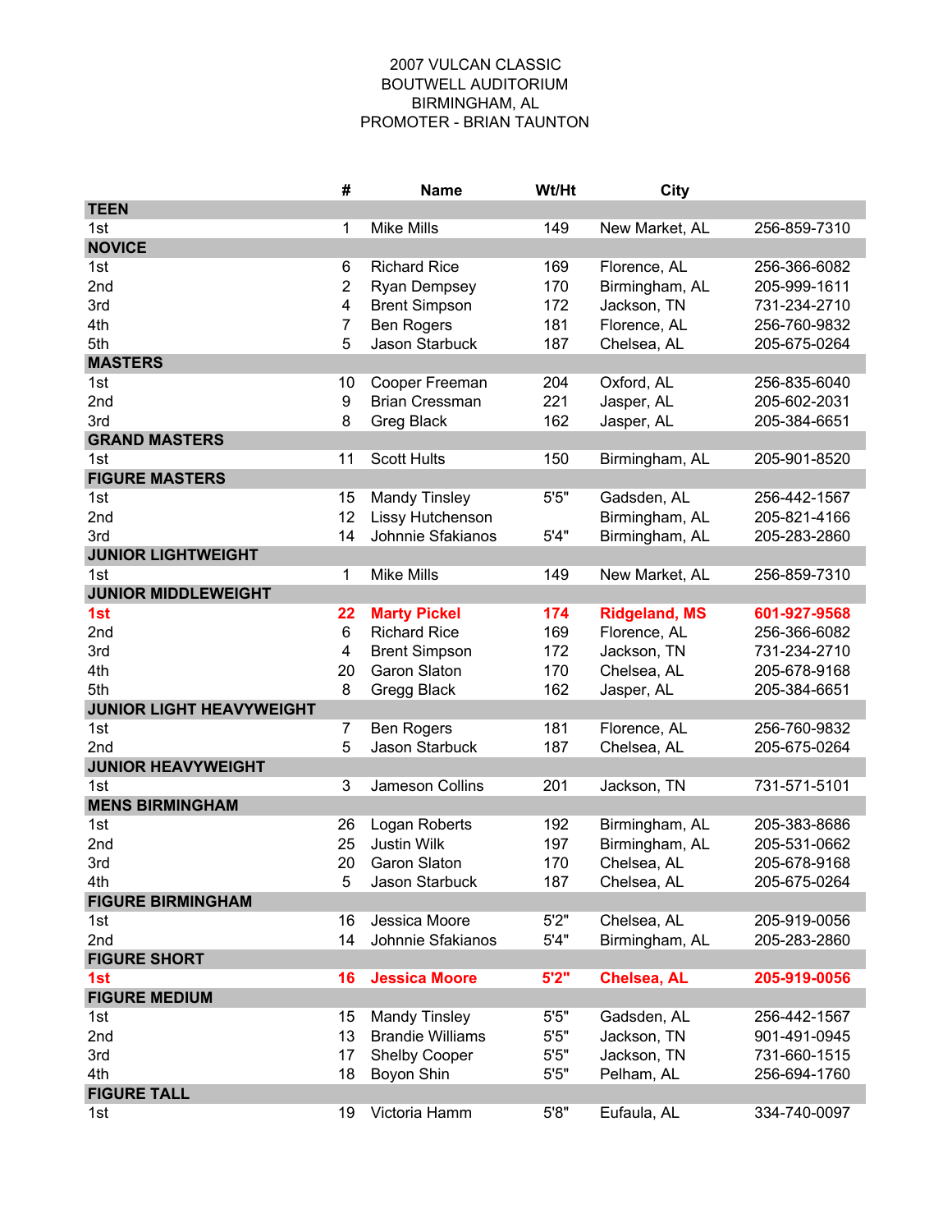2007 VULCAN CLASSIC
BOUTWELL AUDITORIUM
BIRMINGHAM, AL
PROMOTER - BRIAN TAUNTON

| | # | Name | Wt/Ht | City | |
|---|---|---|---|---|---|
| **TEEN** | | | | | |
| 1st | 1 | Mike Mills | 149 | New Market, AL | 256-859-7310 |
| **NOVICE** | | | | | |
| 1st | 6 | Richard Rice | 169 | Florence, AL | 256-366-6082 |
| 2nd | 2 | Ryan Dempsey | 170 | Birmingham, AL | 205-999-1611 |
| 3rd | 4 | Brent Simpson | 172 | Jackson, TN | 731-234-2710 |
| 4th | 7 | Ben Rogers | 181 | Florence, AL | 256-760-9832 |
| 5th | 5 | Jason Starbuck | 187 | Chelsea, AL | 205-675-0264 |
| **MASTERS** | | | | | |
| 1st | 10 | Cooper Freeman | 204 | Oxford, AL | 256-835-6040 |
| 2nd | 9 | Brian Cressman | 221 | Jasper, AL | 205-602-2031 |
| 3rd | 8 | Greg Black | 162 | Jasper, AL | 205-384-6651 |
| **GRAND MASTERS** | | | | | |
| 1st | 11 | Scott Hults | 150 | Birmingham, AL | 205-901-8520 |
| **FIGURE MASTERS** | | | | | |
| 1st | 15 | Mandy Tinsley | 5'5" | Gadsden, AL | 256-442-1567 |
| 2nd | 12 | Lissy Hutchenson | | Birmingham, AL | 205-821-4166 |
| 3rd | 14 | Johnnie Sfakianos | 5'4" | Birmingham, AL | 205-283-2860 |
| **JUNIOR LIGHTWEIGHT** | | | | | |
| 1st | 1 | Mike Mills | 149 | New Market, AL | 256-859-7310 |
| **JUNIOR MIDDLEWEIGHT** | | | | | |
| **1st** | **22** | **Marty Pickel** | **174** | **Ridgeland, MS** | **601-927-9568** |
| 2nd | 6 | Richard Rice | 169 | Florence, AL | 256-366-6082 |
| 3rd | 4 | Brent Simpson | 172 | Jackson, TN | 731-234-2710 |
| 4th | 20 | Garon Slaton | 170 | Chelsea, AL | 205-678-9168 |
| 5th | 8 | Gregg Black | 162 | Jasper, AL | 205-384-6651 |
| **JUNIOR LIGHT HEAVYWEIGHT** | | | | | |
| 1st | 7 | Ben Rogers | 181 | Florence, AL | 256-760-9832 |
| 2nd | 5 | Jason Starbuck | 187 | Chelsea, AL | 205-675-0264 |
| **JUNIOR HEAVYWEIGHT** | | | | | |
| 1st | 3 | Jameson Collins | 201 | Jackson, TN | 731-571-5101 |
| **MENS BIRMINGHAM** | | | | | |
| 1st | 26 | Logan Roberts | 192 | Birmingham, AL | 205-383-8686 |
| 2nd | 25 | Justin Wilk | 197 | Birmingham, AL | 205-531-0662 |
| 3rd | 20 | Garon Slaton | 170 | Chelsea, AL | 205-678-9168 |
| 4th | 5 | Jason Starbuck | 187 | Chelsea, AL | 205-675-0264 |
| **FIGURE BIRMINGHAM** | | | | | |
| 1st | 16 | Jessica Moore | 5'2" | Chelsea, AL | 205-919-0056 |
| 2nd | 14 | Johnnie Sfakianos | 5'4" | Birmingham, AL | 205-283-2860 |
| **FIGURE SHORT** | | | | | |
| **1st** | **16** | **Jessica Moore** | **5'2"** | **Chelsea, AL** | **205-919-0056** |
| **FIGURE MEDIUM** | | | | | |
| 1st | 15 | Mandy Tinsley | 5'5" | Gadsden, AL | 256-442-1567 |
| 2nd | 13 | Brandie Williams | 5'5" | Jackson, TN | 901-491-0945 |
| 3rd | 17 | Shelby Cooper | 5'5" | Jackson, TN | 731-660-1515 |
| 4th | 18 | Boyon Shin | 5'5" | Pelham, AL | 256-694-1760 |
| **FIGURE TALL** | | | | | |
| 1st | 19 | Victoria Hamm | 5'8" | Eufaula, AL | 334-740-0097 |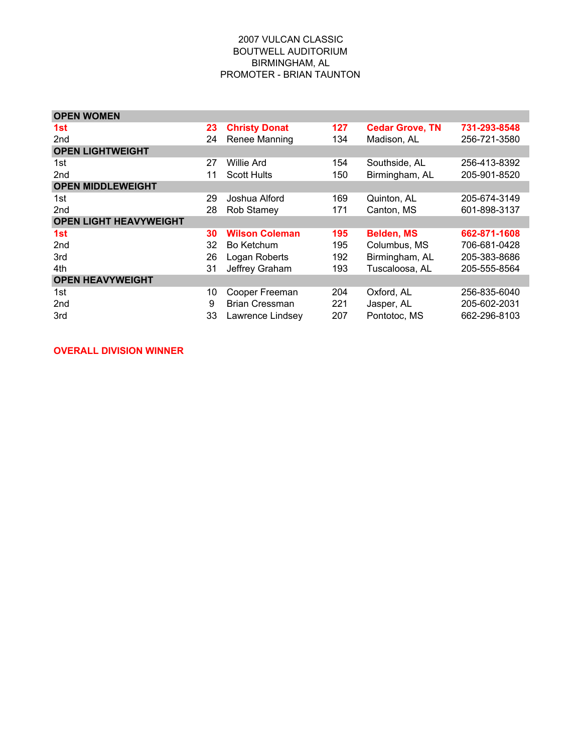2007 VULCAN CLASSIC
BOUTWELL AUDITORIUM
BIRMINGHAM, AL
PROMOTER - BRIAN TAUNTON

| | | | | | |
|---|---|---|---|---|---|
| **OPEN WOMEN** | | | | | |
| **1st** | **23** | **Christy Donat** | **127** | **Cedar Grove, TN** | **731-293-8548** |
| 2nd | 24 | Renee Manning | 134 | Madison, AL | 256-721-3580 |
| **OPEN LIGHTWEIGHT** | | | | | |
| 1st | 27 | Willie Ard | 154 | Southside, AL | 256-413-8392 |
| 2nd | 11 | Scott Hults | 150 | Birmingham, AL | 205-901-8520 |
| **OPEN MIDDLEWEIGHT** | | | | | |
| 1st | 29 | Joshua Alford | 169 | Quinton, AL | 205-674-3149 |
| 2nd | 28 | Rob Stamey | 171 | Canton, MS | 601-898-3137 |
| **OPEN LIGHT HEAVYWEIGHT** | | | | | |
| **1st** | **30** | **Wilson Coleman** | **195** | **Belden, MS** | **662-871-1608** |
| 2nd | 32 | Bo Ketchum | 195 | Columbus, MS | 706-681-0428 |
| 3rd | 26 | Logan Roberts | 192 | Birmingham, AL | 205-383-8686 |
| 4th | 31 | Jeffrey Graham | 193 | Tuscaloosa, AL | 205-555-8564 |
| **OPEN HEAVYWEIGHT** | | | | | |
| 1st | 10 | Cooper Freeman | 204 | Oxford, AL | 256-835-6040 |
| 2nd | 9 | Brian Cressman | 221 | Jasper, AL | 205-602-2031 |
| 3rd | 33 | Lawrence Lindsey | 207 | Pontotoc, MS | 662-296-8103 |

**OVERALL DIVISION WINNER**